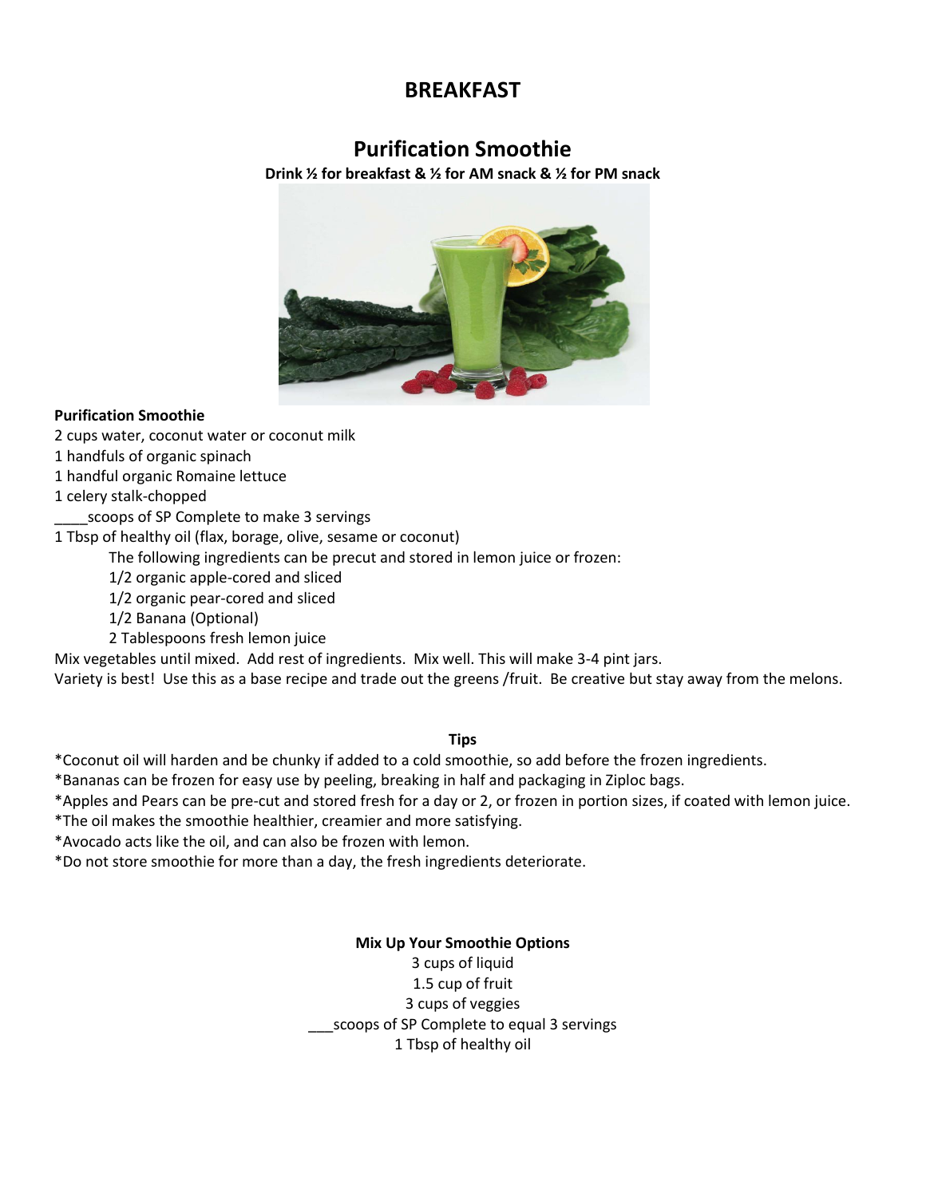# BREAKFAST

## Purification Smoothie

**Drink ½ for breakfast & ½ for AM snack & ½ for PM snack**

**Purification Smoothie**

2 cups water, coconut water or coconut milk
1 handfuls of organic spinach
1 handful organic Romaine lettuce
1 celery stalk-chopped
____scoops of SP Complete to make 3 servings
1 Tbsp of healthy oil (flax, borage, olive, sesame or coconut)

The following ingredients can be precut and stored in lemon juice or frozen:
1/2 organic apple-cored and sliced
1/2 organic pear-cored and sliced
1/2 Banana (Optional)
2 Tablespoons fresh lemon juice

Mix vegetables until mixed. Add rest of ingredients. Mix well. This will make 3-4 pint jars.
Variety is best! Use this as a base recipe and trade out the greens /fruit. Be creative but stay away from the melons.

**Tips**

*Coconut oil will harden and be chunky if added to a cold smoothie, so add before the frozen ingredients.
*Bananas can be frozen for easy use by peeling, breaking in half and packaging in Ziploc bags.
*Apples and Pears can be pre-cut and stored fresh for a day or 2, or frozen in portion sizes, if coated with lemon juice.
*The oil makes the smoothie healthier, creamier and more satisfying.
*Avocado acts like the oil, and can also be frozen with lemon.
*Do not store smoothie for more than a day, the fresh ingredients deteriorate.

**Mix Up Your Smoothie Options**

3 cups of liquid
1.5 cup of fruit
3 cups of veggies
___scoops of SP Complete to equal 3 servings
1 Tbsp of healthy oil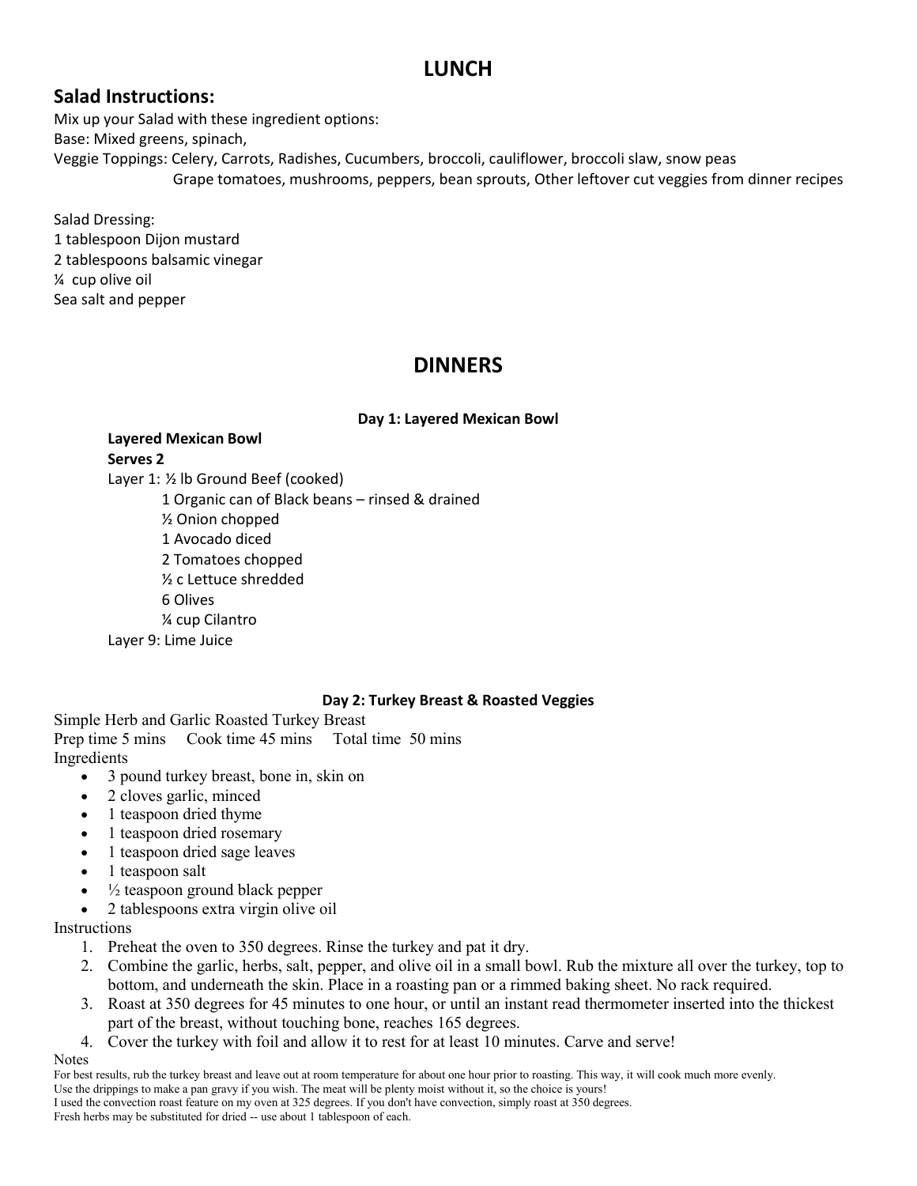# LUNCH

## Salad Instructions:

Mix up your Salad with these ingredient options:

Base: Mixed greens, spinach,

Veggie Toppings: Celery, Carrots, Radishes, Cucumbers, broccoli, cauliflower, broccoli slaw, snow peas
Grape tomatoes, mushrooms, peppers, bean sprouts, Other leftover cut veggies from dinner recipes

Salad Dressing:
1 tablespoon Dijon mustard
2 tablespoons balsamic vinegar
¼ cup olive oil
Sea salt and pepper

# DINNERS

### Day 1: Layered Mexican Bowl

**Layered Mexican Bowl**
**Serves 2**

Layer 1: ½ lb Ground Beef (cooked)
1 Organic can of Black beans – rinsed & drained
½ Onion chopped
1 Avocado diced
2 Tomatoes chopped
½ c Lettuce shredded
6 Olives
¼ cup Cilantro
Layer 9: Lime Juice

### Day 2: Turkey Breast & Roasted Veggies

Simple Herb and Garlic Roasted Turkey Breast
Prep time 5 mins  Cook time 45 mins  Total time 50 mins

Ingredients

- 3 pound turkey breast, bone in, skin on
- 2 cloves garlic, minced
- 1 teaspoon dried thyme
- 1 teaspoon dried rosemary
- 1 teaspoon dried sage leaves
- 1 teaspoon salt
- ½ teaspoon ground black pepper
- 2 tablespoons extra virgin olive oil

Instructions

1. Preheat the oven to 350 degrees. Rinse the turkey and pat it dry.
2. Combine the garlic, herbs, salt, pepper, and olive oil in a small bowl. Rub the mixture all over the turkey, top to bottom, and underneath the skin. Place in a roasting pan or a rimmed baking sheet. No rack required.
3. Roast at 350 degrees for 45 minutes to one hour, or until an instant read thermometer inserted into the thickest part of the breast, without touching bone, reaches 165 degrees.
4. Cover the turkey with foil and allow it to rest for at least 10 minutes. Carve and serve!

Notes

For best results, rub the turkey breast and leave out at room temperature for about one hour prior to roasting. This way, it will cook much more evenly.
Use the drippings to make a pan gravy if you wish. The meat will be plenty moist without it, so the choice is yours!
I used the convection roast feature on my oven at 325 degrees. If you don't have convection, simply roast at 350 degrees.
Fresh herbs may be substituted for dried -- use about 1 tablespoon of each.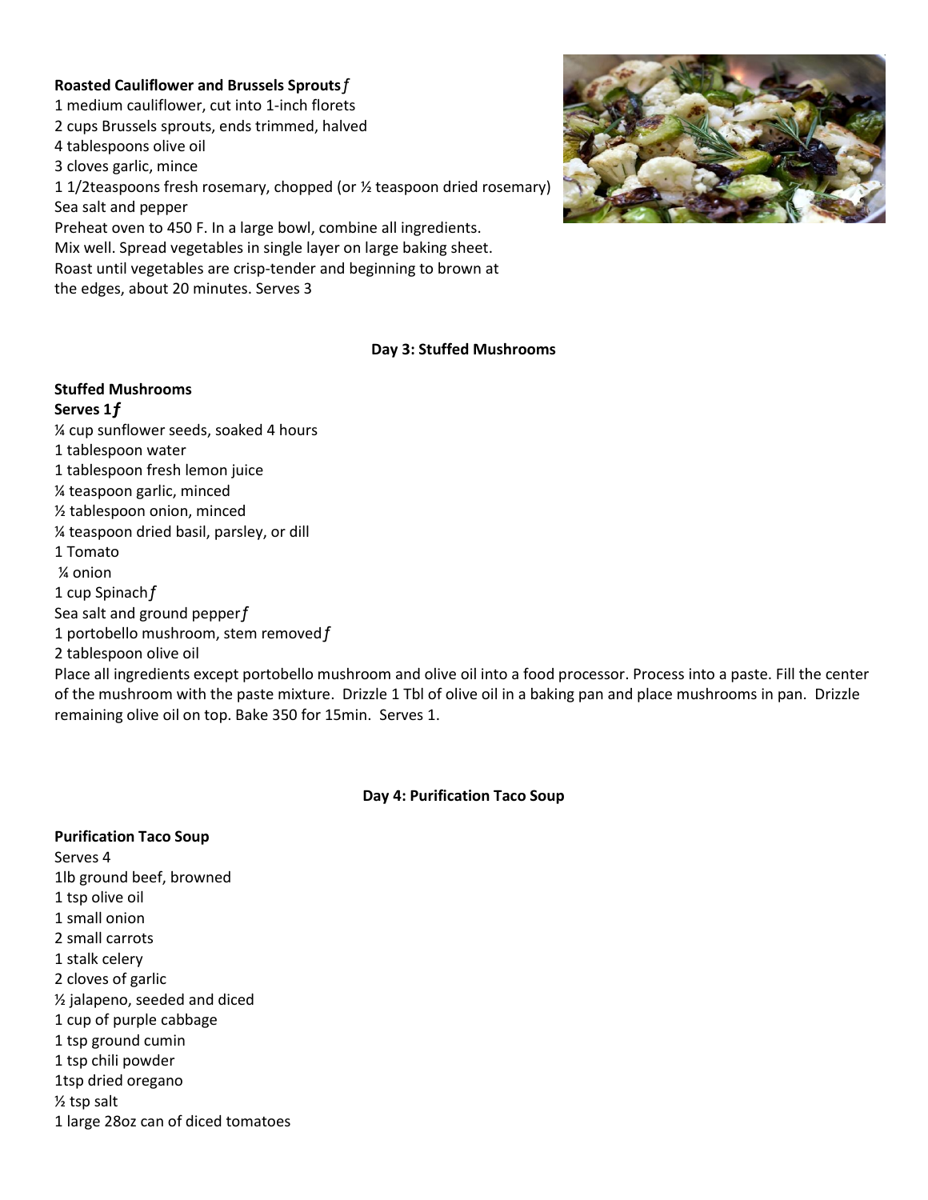**Roasted Cauliflower and Brussels Sprouts**ƒ

1 medium cauliflower, cut into 1-inch florets
2 cups Brussels sprouts, ends trimmed, halved
4 tablespoons olive oil
3 cloves garlic, mince
1 1/2teaspoons fresh rosemary, chopped (or ½ teaspoon dried rosemary)
Sea salt and pepper

Preheat oven to 450 F. In a large bowl, combine all ingredients. Mix well. Spread vegetables in single layer on large baking sheet. Roast until vegetables are crisp-tender and beginning to brown at the edges, about 20 minutes. Serves 3

**Day 3: Stuffed Mushrooms**

**Stuffed Mushrooms**
**Serves 1ƒ**

¼ cup sunflower seeds, soaked 4 hours
1 tablespoon water
1 tablespoon fresh lemon juice
¼ teaspoon garlic, minced
½ tablespoon onion, minced
¼ teaspoon dried basil, parsley, or dill
1 Tomato
¼ onion
1 cup Spinachƒ
Sea salt and ground pepperƒ
1 portobello mushroom, stem removedƒ
2 tablespoon olive oil

Place all ingredients except portobello mushroom and olive oil into a food processor. Process into a paste. Fill the center of the mushroom with the paste mixture. Drizzle 1 Tbl of olive oil in a baking pan and place mushrooms in pan. Drizzle remaining olive oil on top. Bake 350 for 15min. Serves 1.

**Day 4: Purification Taco Soup**

**Purification Taco Soup**

Serves 4
1lb ground beef, browned
1 tsp olive oil
1 small onion
2 small carrots
1 stalk celery
2 cloves of garlic
½ jalapeno, seeded and diced
1 cup of purple cabbage
1 tsp ground cumin
1 tsp chili powder
1tsp dried oregano
½ tsp salt
1 large 28oz can of diced tomatoes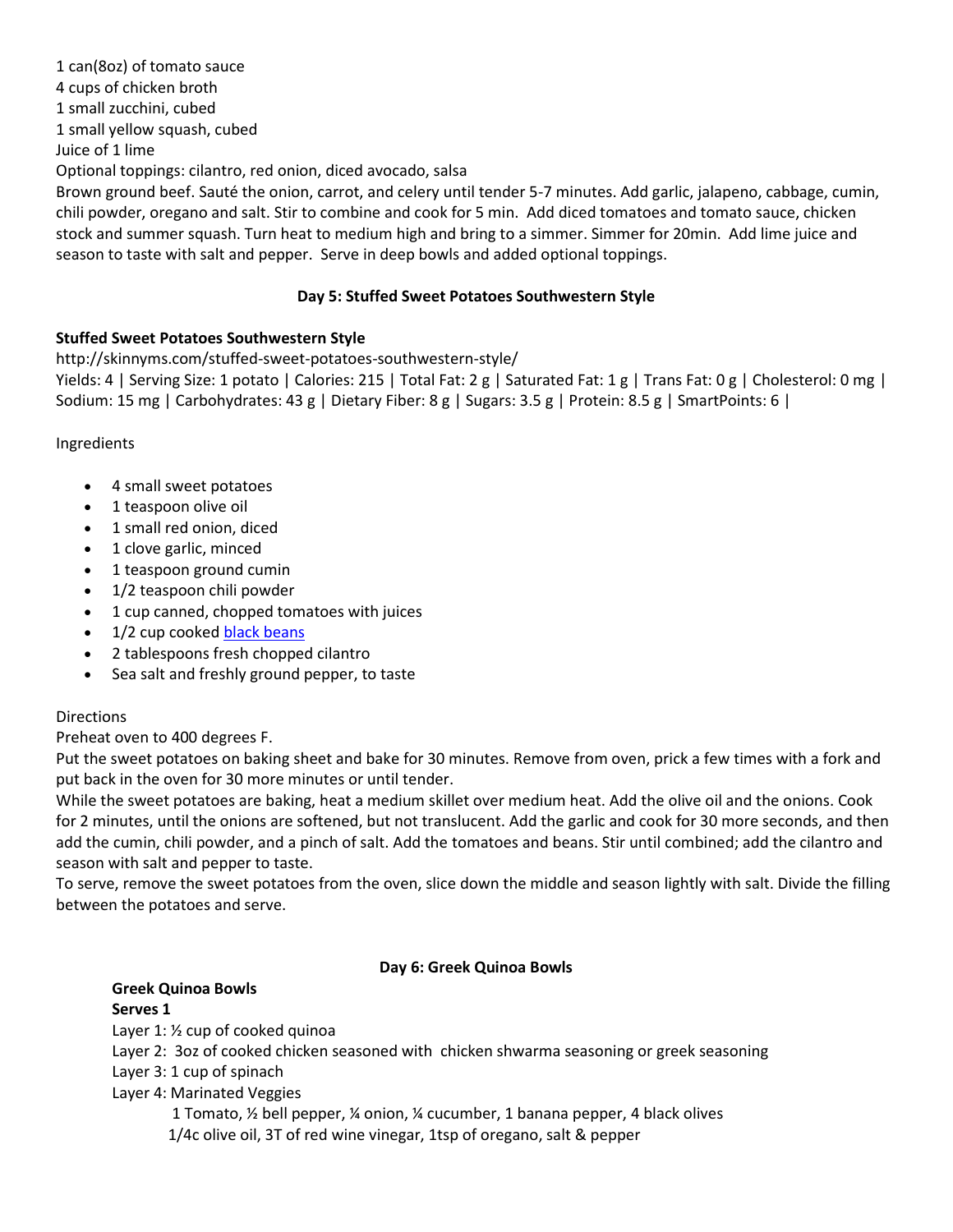1 can(8oz) of tomato sauce
4 cups of chicken broth
1 small zucchini, cubed
1 small yellow squash, cubed
Juice of 1 lime
Optional toppings: cilantro, red onion, diced avocado, salsa
Brown ground beef. Sauté the onion, carrot, and celery until tender 5-7 minutes. Add garlic, jalapeno, cabbage, cumin, chili powder, oregano and salt. Stir to combine and cook for 5 min. Add diced tomatoes and tomato sauce, chicken stock and summer squash. Turn heat to medium high and bring to a simmer. Simmer for 20min. Add lime juice and season to taste with salt and pepper. Serve in deep bowls and added optional toppings.

## Day 5: Stuffed Sweet Potatoes Southwestern Style

**Stuffed Sweet Potatoes Southwestern Style**
http://skinnyms.com/stuffed-sweet-potatoes-southwestern-style/
Yields: 4 | Serving Size: 1 potato | Calories: 215 | Total Fat: 2 g | Saturated Fat: 1 g | Trans Fat: 0 g | Cholesterol: 0 mg | Sodium: 15 mg | Carbohydrates: 43 g | Dietary Fiber: 8 g | Sugars: 3.5 g | Protein: 8.5 g | SmartPoints: 6 |

Ingredients

- 4 small sweet potatoes
- 1 teaspoon olive oil
- 1 small red onion, diced
- 1 clove garlic, minced
- 1 teaspoon ground cumin
- 1/2 teaspoon chili powder
- 1 cup canned, chopped tomatoes with juices
- 1/2 cup cooked black beans
- 2 tablespoons fresh chopped cilantro
- Sea salt and freshly ground pepper, to taste

Directions
Preheat oven to 400 degrees F.
Put the sweet potatoes on baking sheet and bake for 30 minutes. Remove from oven, prick a few times with a fork and put back in the oven for 30 more minutes or until tender.
While the sweet potatoes are baking, heat a medium skillet over medium heat. Add the olive oil and the onions. Cook for 2 minutes, until the onions are softened, but not translucent. Add the garlic and cook for 30 more seconds, and then add the cumin, chili powder, and a pinch of salt. Add the tomatoes and beans. Stir until combined; add the cilantro and season with salt and pepper to taste.
To serve, remove the sweet potatoes from the oven, slice down the middle and season lightly with salt. Divide the filling between the potatoes and serve.

## Day 6: Greek Quinoa Bowls

**Greek Quinoa Bowls**
**Serves 1**
Layer 1: ½ cup of cooked quinoa
Layer 2: 3oz of cooked chicken seasoned with chicken shwarma seasoning or greek seasoning
Layer 3: 1 cup of spinach
Layer 4: Marinated Veggies
 1 Tomato, ½ bell pepper, ¼ onion, ¼ cucumber, 1 banana pepper, 4 black olives
 1/4c olive oil, 3T of red wine vinegar, 1tsp of oregano, salt & pepper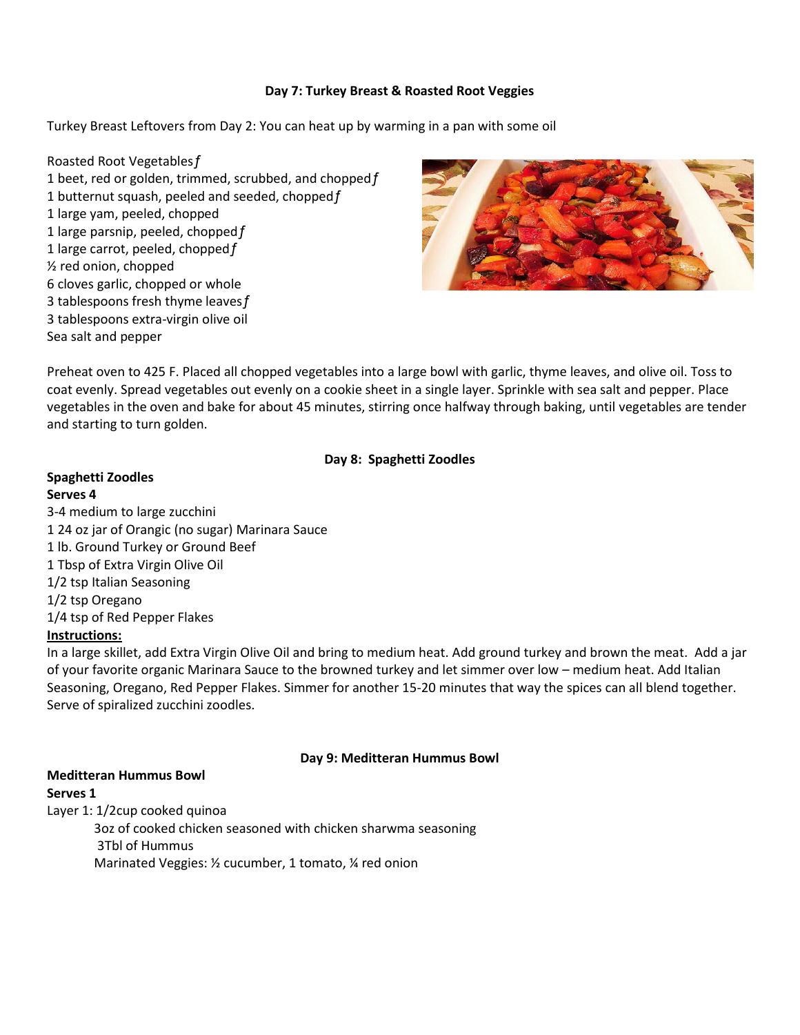### Day 7: Turkey Breast & Roasted Root Veggies

Turkey Breast Leftovers from Day 2: You can heat up by warming in a pan with some oil

Roasted Root Vegetablesƒ
1 beet, red or golden, trimmed, scrubbed, and choppedƒ
1 butternut squash, peeled and seeded, choppedƒ
1 large yam, peeled, chopped
1 large parsnip, peeled, choppedƒ
1 large carrot, peeled, choppedƒ
½ red onion, chopped
6 cloves garlic, chopped or whole
3 tablespoons fresh thyme leavesƒ
3 tablespoons extra-virgin olive oil
Sea salt and pepper

Preheat oven to 425 F. Placed all chopped vegetables into a large bowl with garlic, thyme leaves, and olive oil. Toss to coat evenly. Spread vegetables out evenly on a cookie sheet in a single layer. Sprinkle with sea salt and pepper. Place vegetables in the oven and bake for about 45 minutes, stirring once halfway through baking, until vegetables are tender and starting to turn golden.

### Day 8: Spaghetti Zoodles

**Spaghetti Zoodles**
**Serves 4**

3-4 medium to large zucchini
1 24 oz jar of Orangic (no sugar) Marinara Sauce
1 lb. Ground Turkey or Ground Beef
1 Tbsp of Extra Virgin Olive Oil
1/2 tsp Italian Seasoning
1/2 tsp Oregano
1/4 tsp of Red Pepper Flakes

**Instructions:**

In a large skillet, add Extra Virgin Olive Oil and bring to medium heat. Add ground turkey and brown the meat. Add a jar of your favorite organic Marinara Sauce to the browned turkey and let simmer over low – medium heat. Add Italian Seasoning, Oregano, Red Pepper Flakes. Simmer for another 15-20 minutes that way the spices can all blend together. Serve of spiralized zucchini zoodles.

### Day 9: Meditteran Hummus Bowl

**Meditteran Hummus Bowl**
**Serves 1**

Layer 1: 1/2cup cooked quinoa
3oz of cooked chicken seasoned with chicken sharwma seasoning
3Tbl of Hummus
Marinated Veggies: ½ cucumber, 1 tomato, ¼ red onion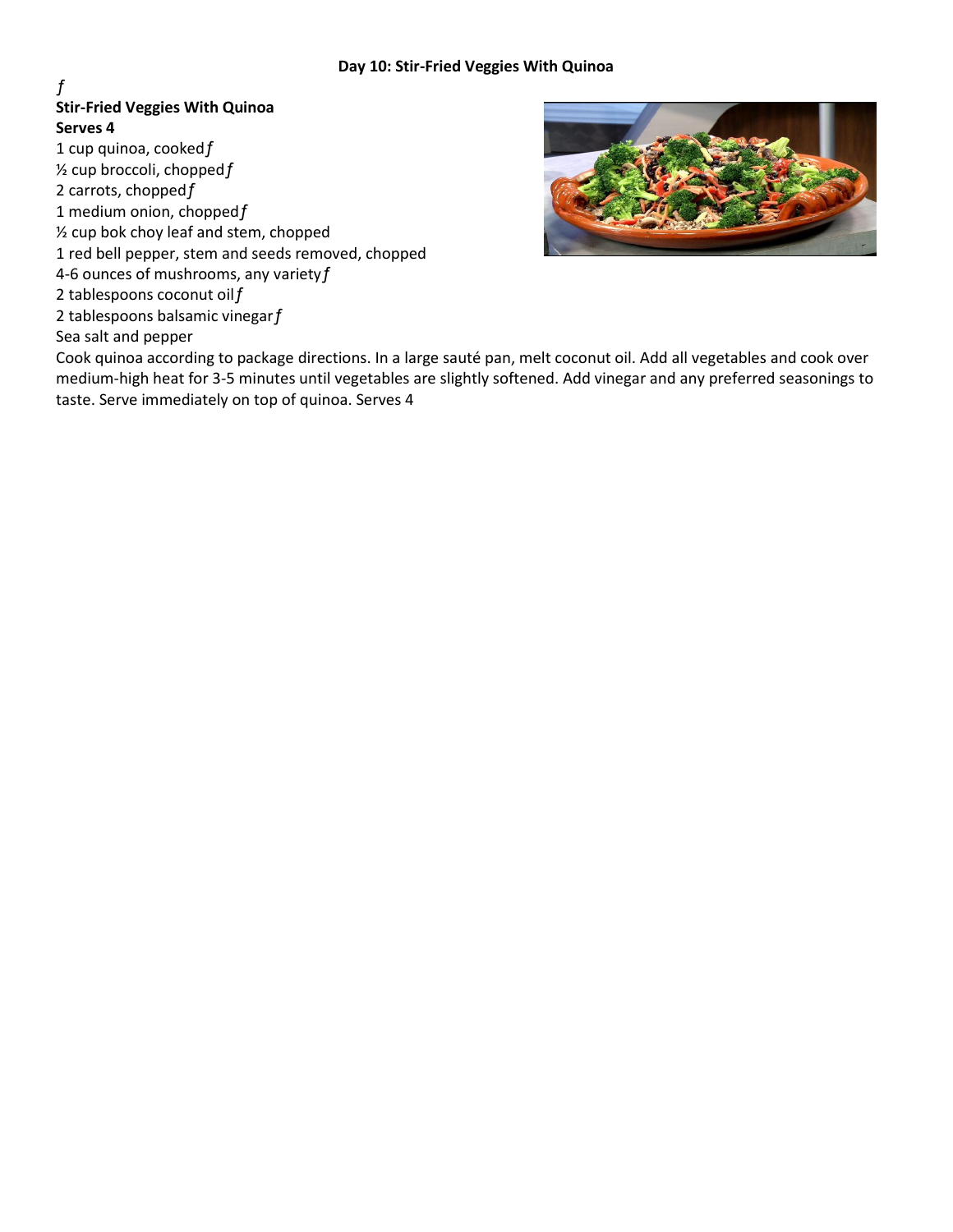**Day 10: Stir-Fried Veggies With Quinoa**

ƒ

**Stir-Fried Veggies With Quinoa**
**Serves 4**

1 cup quinoa, cooked ƒ
½ cup broccoli, chopped ƒ
2 carrots, chopped ƒ
1 medium onion, chopped ƒ
½ cup bok choy leaf and stem, chopped
1 red bell pepper, stem and seeds removed, chopped
4-6 ounces of mushrooms, any variety ƒ
2 tablespoons coconut oil ƒ
2 tablespoons balsamic vinegar ƒ
Sea salt and pepper

Cook quinoa according to package directions. In a large sauté pan, melt coconut oil. Add all vegetables and cook over medium-high heat for 3-5 minutes until vegetables are slightly softened. Add vinegar and any preferred seasonings to taste. Serve immediately on top of quinoa. Serves 4